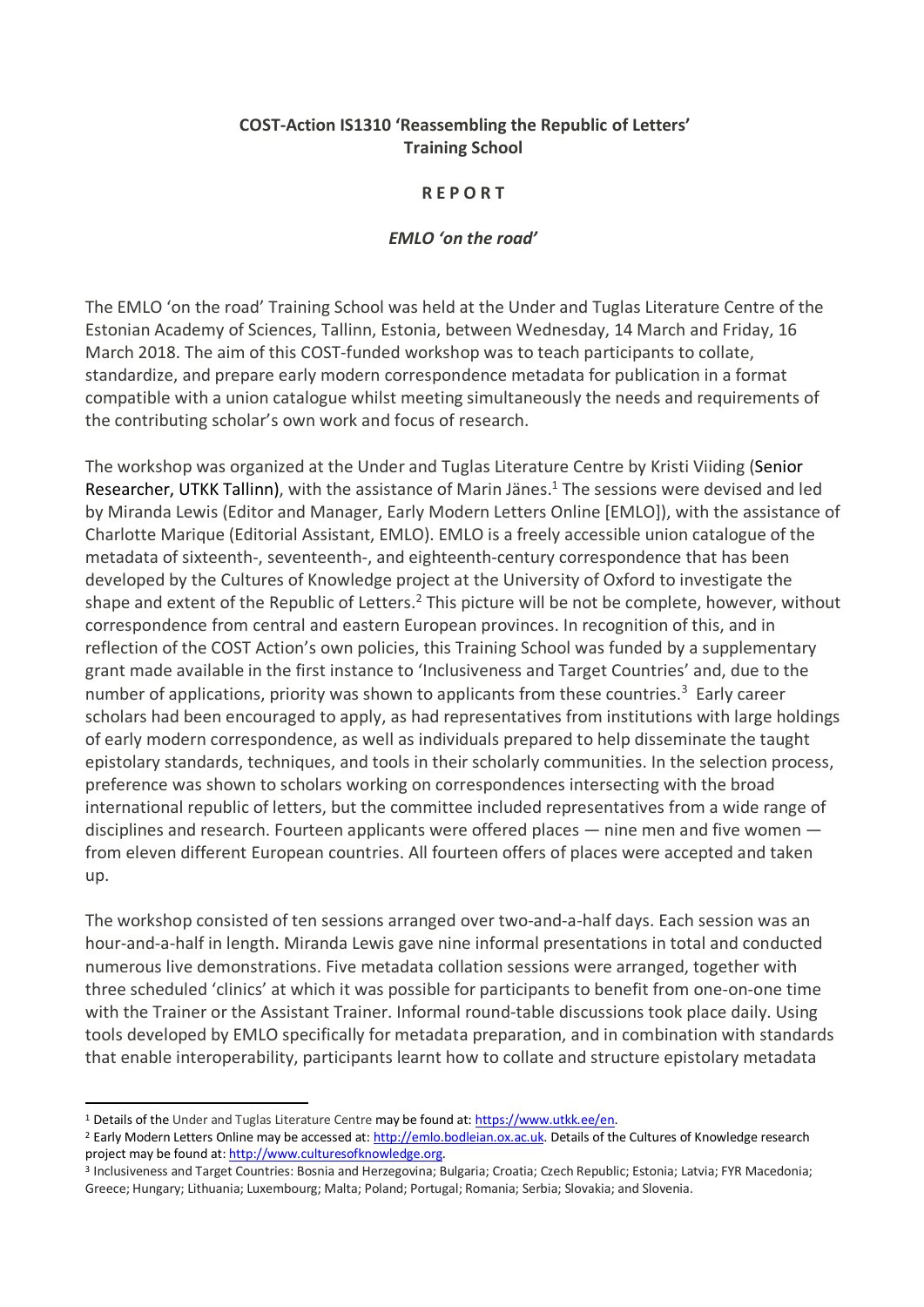**COST-Action IS1310 'Reassembling the Republic of Letters'**
**Training School**

**R E P O R T**

***EMLO 'on the road'***

The EMLO 'on the road' Training School was held at the Under and Tuglas Literature Centre of the Estonian Academy of Sciences, Tallinn, Estonia, between Wednesday, 14 March and Friday, 16 March 2018. The aim of this COST-funded workshop was to teach participants to collate, standardize, and prepare early modern correspondence metadata for publication in a format compatible with a union catalogue whilst meeting simultaneously the needs and requirements of the contributing scholar's own work and focus of research.

The workshop was organized at the Under and Tuglas Literature Centre by Kristi Viiding (Senior Researcher, UTKK Tallinn), with the assistance of Marin Jänes.[1] The sessions were devised and led by Miranda Lewis (Editor and Manager, Early Modern Letters Online [EMLO]), with the assistance of Charlotte Marique (Editorial Assistant, EMLO). EMLO is a freely accessible union catalogue of the metadata of sixteenth-, seventeenth-, and eighteenth-century correspondence that has been developed by the Cultures of Knowledge project at the University of Oxford to investigate the shape and extent of the Republic of Letters.[2] This picture will be not be complete, however, without correspondence from central and eastern European provinces. In recognition of this, and in reflection of the COST Action's own policies, this Training School was funded by a supplementary grant made available in the first instance to 'Inclusiveness and Target Countries' and, due to the number of applications, priority was shown to applicants from these countries.[3] Early career scholars had been encouraged to apply, as had representatives from institutions with large holdings of early modern correspondence, as well as individuals prepared to help disseminate the taught epistolary standards, techniques, and tools in their scholarly communities. In the selection process, preference was shown to scholars working on correspondences intersecting with the broad international republic of letters, but the committee included representatives from a wide range of disciplines and research. Fourteen applicants were offered places — nine men and five women — from eleven different European countries. All fourteen offers of places were accepted and taken up.

The workshop consisted of ten sessions arranged over two-and-a-half days. Each session was an hour-and-a-half in length. Miranda Lewis gave nine informal presentations in total and conducted numerous live demonstrations. Five metadata collation sessions were arranged, together with three scheduled 'clinics' at which it was possible for participants to benefit from one-on-one time with the Trainer or the Assistant Trainer. Informal round-table discussions took place daily. Using tools developed by EMLO specifically for metadata preparation, and in combination with standards that enable interoperability, participants learnt how to collate and structure epistolary metadata

---

[1] Details of the Under and Tuglas Literature Centre may be found at: https://www.utkk.ee/en.

[2] Early Modern Letters Online may be accessed at: http://emlo.bodleian.ox.ac.uk. Details of the Cultures of Knowledge research project may be found at: http://www.culturesofknowledge.org.

[3] Inclusiveness and Target Countries: Bosnia and Herzegovina; Bulgaria; Croatia; Czech Republic; Estonia; Latvia; FYR Macedonia; Greece; Hungary; Lithuania; Luxembourg; Malta; Poland; Portugal; Romania; Serbia; Slovakia; and Slovenia.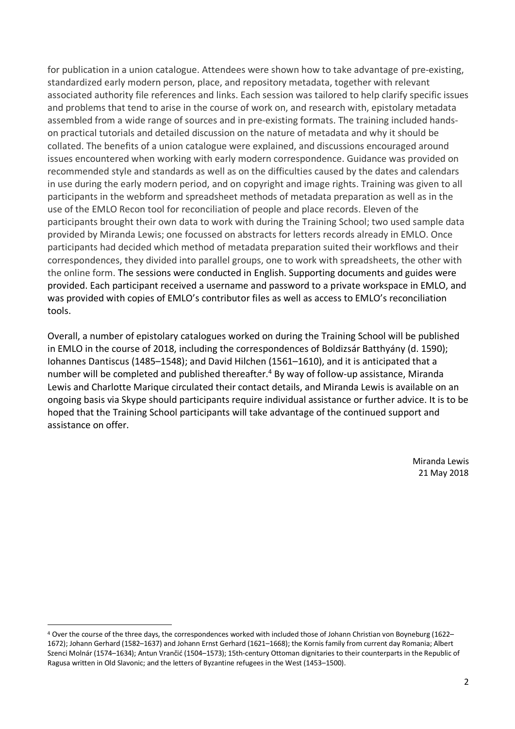for publication in a union catalogue. Attendees were shown how to take advantage of pre-existing, standardized early modern person, place, and repository metadata, together with relevant associated authority file references and links. Each session was tailored to help clarify specific issues and problems that tend to arise in the course of work on, and research with, epistolary metadata assembled from a wide range of sources and in pre-existing formats. The training included hands-on practical tutorials and detailed discussion on the nature of metadata and why it should be collated. The benefits of a union catalogue were explained, and discussions encouraged around issues encountered when working with early modern correspondence. Guidance was provided on recommended style and standards as well as on the difficulties caused by the dates and calendars in use during the early modern period, and on copyright and image rights. Training was given to all participants in the webform and spreadsheet methods of metadata preparation as well as in the use of the EMLO Recon tool for reconciliation of people and place records. Eleven of the participants brought their own data to work with during the Training School; two used sample data provided by Miranda Lewis; one focussed on abstracts for letters records already in EMLO. Once participants had decided which method of metadata preparation suited their workflows and their correspondences, they divided into parallel groups, one to work with spreadsheets, the other with the online form. The sessions were conducted in English. Supporting documents and guides were provided. Each participant received a username and password to a private workspace in EMLO, and was provided with copies of EMLO's contributor files as well as access to EMLO's reconciliation tools.

Overall, a number of epistolary catalogues worked on during the Training School will be published in EMLO in the course of 2018, including the correspondences of Boldizsár Batthyány (d. 1590); Iohannes Dantiscus (1485–1548); and David Hilchen (1561–1610), and it is anticipated that a number will be completed and published thereafter.[4] By way of follow-up assistance, Miranda Lewis and Charlotte Marique circulated their contact details, and Miranda Lewis is available on an ongoing basis via Skype should participants require individual assistance or further advice. It is to be hoped that the Training School participants will take advantage of the continued support and assistance on offer.

Miranda Lewis
21 May 2018

[4] Over the course of the three days, the correspondences worked with included those of Johann Christian von Boyneburg (1622–1672); Johann Gerhard (1582–1637) and Johann Ernst Gerhard (1621–1668); the Kornis family from current day Romania; Albert Szenci Molnár (1574–1634); Antun Vrančić (1504–1573); 15th-century Ottoman dignitaries to their counterparts in the Republic of Ragusa written in Old Slavonic; and the letters of Byzantine refugees in the West (1453–1500).